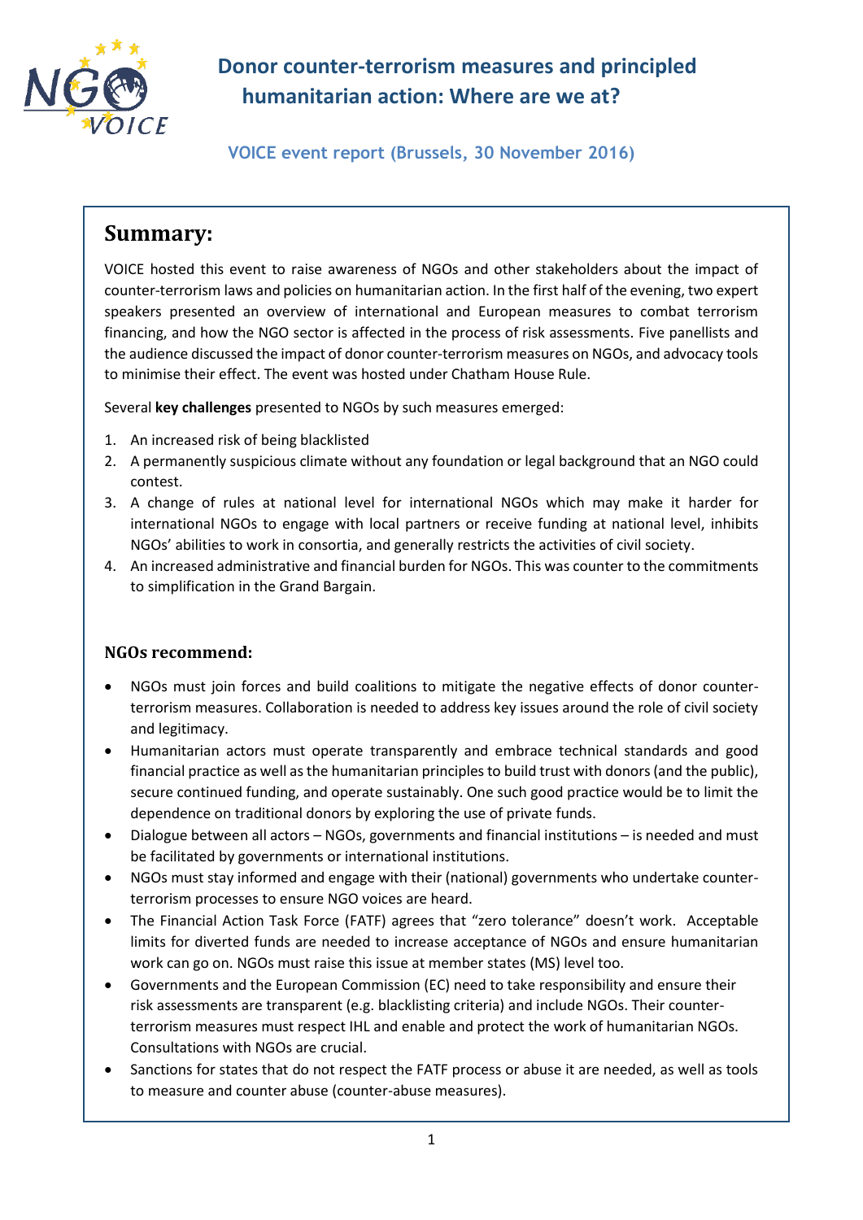# Donor counter-terrorism measures and principled humanitarian action: Where are we at?

**VOICE event report (Brussels, 30 November 2016)**

## Summary:

VOICE hosted this event to raise awareness of NGOs and other stakeholders about the impact of counter-terrorism laws and policies on humanitarian action. In the first half of the evening, two expert speakers presented an overview of international and European measures to combat terrorism financing, and how the NGO sector is affected in the process of risk assessments. Five panellists and the audience discussed the impact of donor counter-terrorism measures on NGOs, and advocacy tools to minimise their effect. The event was hosted under Chatham House Rule.

Several **key challenges** presented to NGOs by such measures emerged:

1. An increased risk of being blacklisted
2. A permanently suspicious climate without any foundation or legal background that an NGO could contest.
3. A change of rules at national level for international NGOs which may make it harder for international NGOs to engage with local partners or receive funding at national level, inhibits NGOs' abilities to work in consortia, and generally restricts the activities of civil society.
4. An increased administrative and financial burden for NGOs. This was counter to the commitments to simplification in the Grand Bargain.

### NGOs recommend:

- NGOs must join forces and build coalitions to mitigate the negative effects of donor counter-terrorism measures. Collaboration is needed to address key issues around the role of civil society and legitimacy.
- Humanitarian actors must operate transparently and embrace technical standards and good financial practice as well as the humanitarian principles to build trust with donors (and the public), secure continued funding, and operate sustainably. One such good practice would be to limit the dependence on traditional donors by exploring the use of private funds.
- Dialogue between all actors – NGOs, governments and financial institutions – is needed and must be facilitated by governments or international institutions.
- NGOs must stay informed and engage with their (national) governments who undertake counter-terrorism processes to ensure NGO voices are heard.
- The Financial Action Task Force (FATF) agrees that "zero tolerance" doesn't work. Acceptable limits for diverted funds are needed to increase acceptance of NGOs and ensure humanitarian work can go on. NGOs must raise this issue at member states (MS) level too.
- Governments and the European Commission (EC) need to take responsibility and ensure their risk assessments are transparent (e.g. blacklisting criteria) and include NGOs. Their counter-terrorism measures must respect IHL and enable and protect the work of humanitarian NGOs. Consultations with NGOs are crucial.
- Sanctions for states that do not respect the FATF process or abuse it are needed, as well as tools to measure and counter abuse (counter-abuse measures).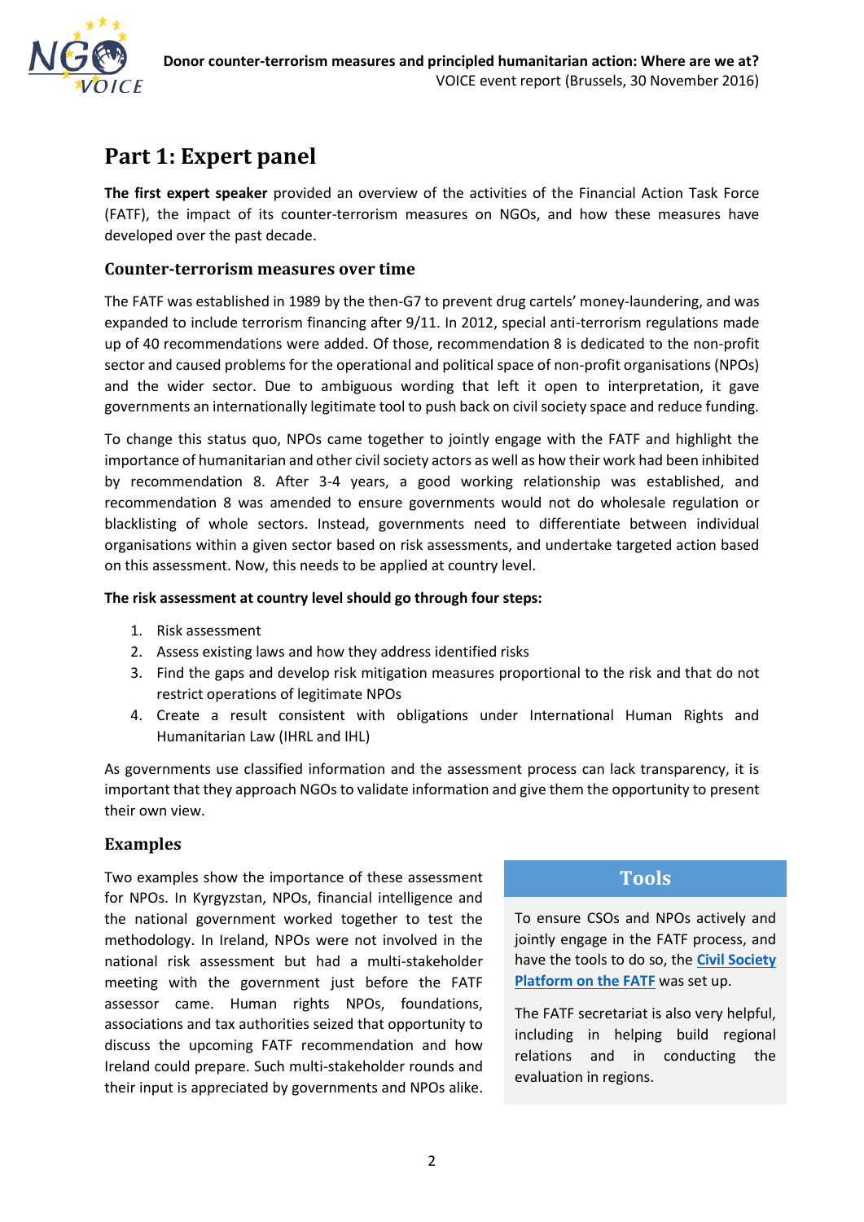# Part 1: Expert panel

**The first expert speaker** provided an overview of the activities of the Financial Action Task Force (FATF), the impact of its counter-terrorism measures on NGOs, and how these measures have developed over the past decade.

## Counter-terrorism measures over time

The FATF was established in 1989 by the then-G7 to prevent drug cartels' money-laundering, and was expanded to include terrorism financing after 9/11. In 2012, special anti-terrorism regulations made up of 40 recommendations were added. Of those, recommendation 8 is dedicated to the non-profit sector and caused problems for the operational and political space of non-profit organisations (NPOs) and the wider sector. Due to ambiguous wording that left it open to interpretation, it gave governments an internationally legitimate tool to push back on civil society space and reduce funding.

To change this status quo, NPOs came together to jointly engage with the FATF and highlight the importance of humanitarian and other civil society actors as well as how their work had been inhibited by recommendation 8. After 3-4 years, a good working relationship was established, and recommendation 8 was amended to ensure governments would not do wholesale regulation or blacklisting of whole sectors. Instead, governments need to differentiate between individual organisations within a given sector based on risk assessments, and undertake targeted action based on this assessment. Now, this needs to be applied at country level.

**The risk assessment at country level should go through four steps:**

1. Risk assessment
2. Assess existing laws and how they address identified risks
3. Find the gaps and develop risk mitigation measures proportional to the risk and that do not restrict operations of legitimate NPOs
4. Create a result consistent with obligations under International Human Rights and Humanitarian Law (IHRL and IHL)

As governments use classified information and the assessment process can lack transparency, it is important that they approach NGOs to validate information and give them the opportunity to present their own view.

## Examples

Two examples show the importance of these assessment for NPOs. In Kyrgyzstan, NPOs, financial intelligence and the national government worked together to test the methodology. In Ireland, NPOs were not involved in the national risk assessment but had a multi-stakeholder meeting with the government just before the FATF assessor came. Human rights NPOs, foundations, associations and tax authorities seized that opportunity to discuss the upcoming FATF recommendation and how Ireland could prepare. Such multi-stakeholder rounds and their input is appreciated by governments and NPOs alike.

## Tools

To ensure CSOs and NPOs actively and jointly engage in the FATF process, and have the tools to do so, the **Civil Society Platform on the FATF** was set up.

The FATF secretariat is also very helpful, including in helping build regional relations and in conducting the evaluation in regions.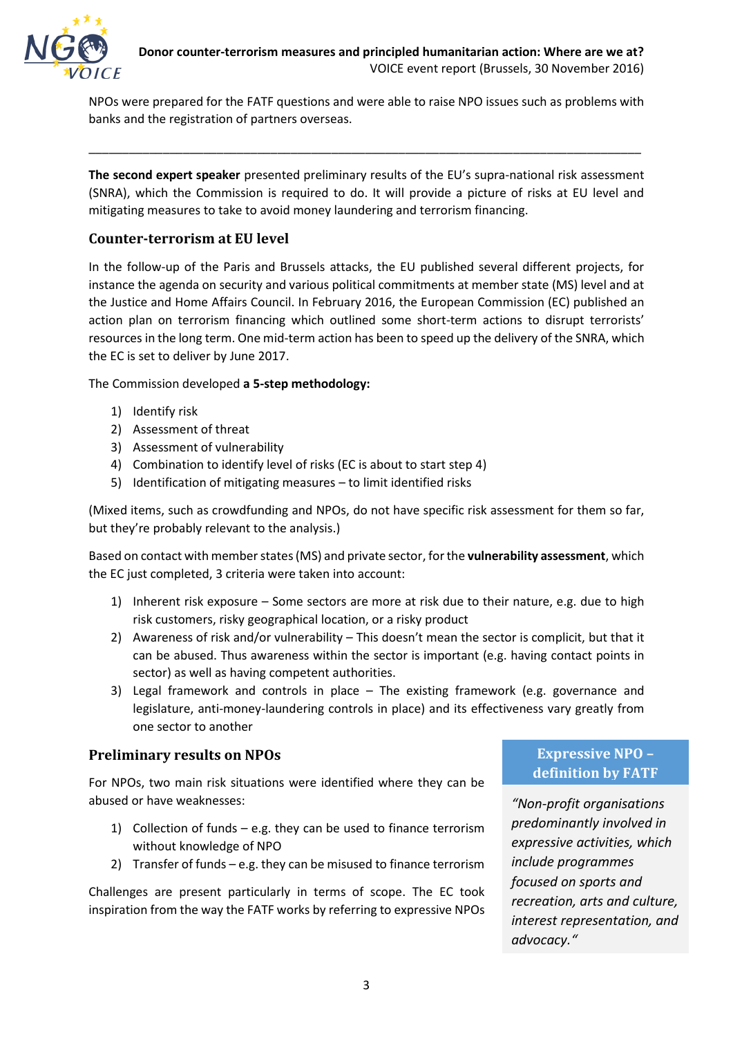NPOs were prepared for the FATF questions and were able to raise NPO issues such as problems with banks and the registration of partners overseas.

---

**The second expert speaker** presented preliminary results of the EU's supra-national risk assessment (SNRA), which the Commission is required to do. It will provide a picture of risks at EU level and mitigating measures to take to avoid money laundering and terrorism financing.

## Counter-terrorism at EU level

In the follow-up of the Paris and Brussels attacks, the EU published several different projects, for instance the agenda on security and various political commitments at member state (MS) level and at the Justice and Home Affairs Council. In February 2016, the European Commission (EC) published an action plan on terrorism financing which outlined some short-term actions to disrupt terrorists' resources in the long term. One mid-term action has been to speed up the delivery of the SNRA, which the EC is set to deliver by June 2017.

The Commission developed **a 5-step methodology:**

1) Identify risk
2) Assessment of threat
3) Assessment of vulnerability
4) Combination to identify level of risks (EC is about to start step 4)
5) Identification of mitigating measures – to limit identified risks

(Mixed items, such as crowdfunding and NPOs, do not have specific risk assessment for them so far, but they're probably relevant to the analysis.)

Based on contact with member states (MS) and private sector, for the **vulnerability assessment**, which the EC just completed, 3 criteria were taken into account:

1) Inherent risk exposure – Some sectors are more at risk due to their nature, e.g. due to high risk customers, risky geographical location, or a risky product
2) Awareness of risk and/or vulnerability – This doesn't mean the sector is complicit, but that it can be abused. Thus awareness within the sector is important (e.g. having contact points in sector) as well as having competent authorities.
3) Legal framework and controls in place – The existing framework (e.g. governance and legislature, anti-money-laundering controls in place) and its effectiveness vary greatly from one sector to another

## Preliminary results on NPOs

For NPOs, two main risk situations were identified where they can be abused or have weaknesses:

1) Collection of funds – e.g. they can be used to finance terrorism without knowledge of NPO
2) Transfer of funds – e.g. they can be misused to finance terrorism

Challenges are present particularly in terms of scope. The EC took inspiration from the way the FATF works by referring to expressive NPOs

> **Expressive NPO – definition by FATF**
>
> *"Non-profit organisations predominantly involved in expressive activities, which include programmes focused on sports and recreation, arts and culture, interest representation, and advocacy."*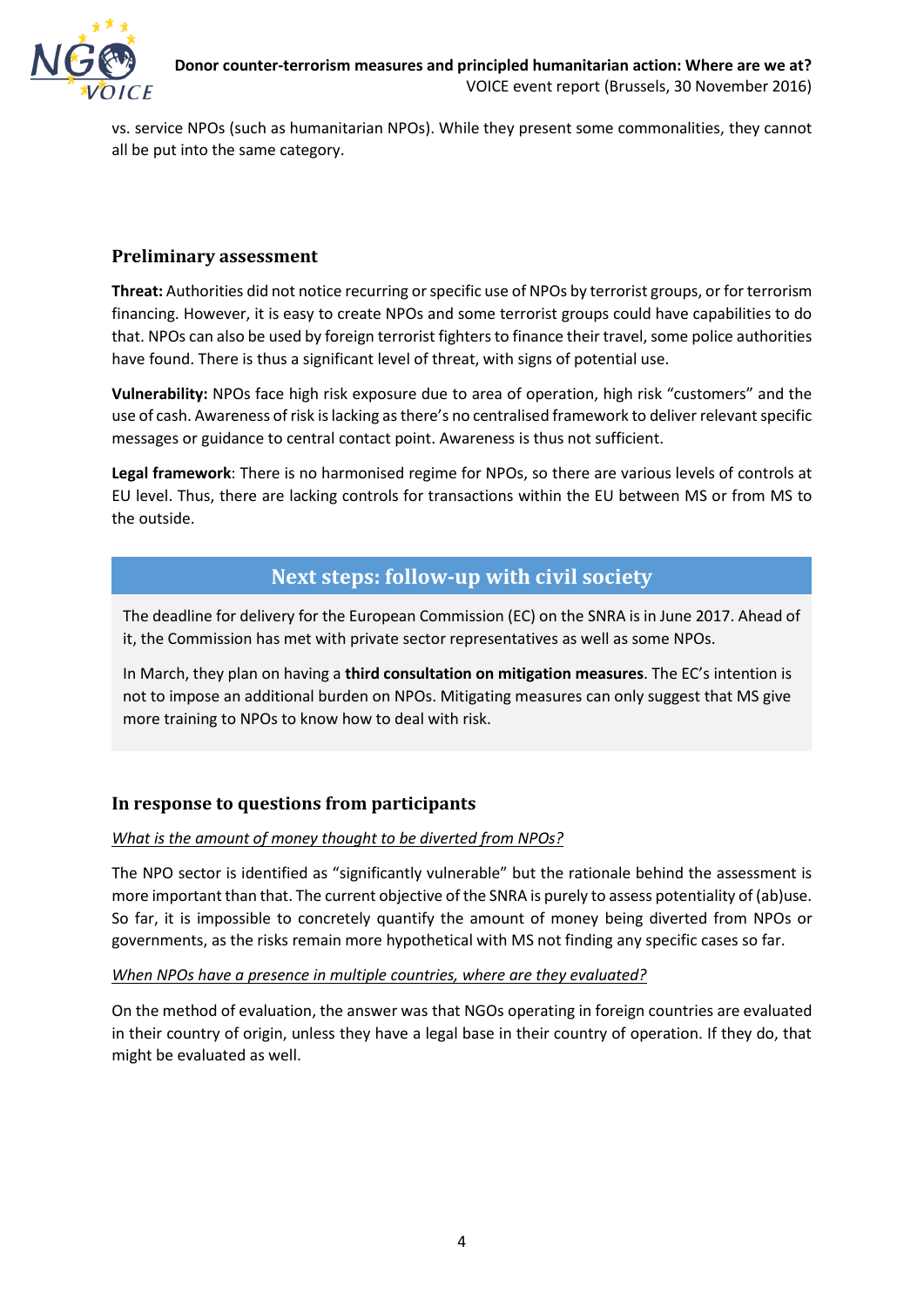vs. service NPOs (such as humanitarian NPOs). While they present some commonalities, they cannot all be put into the same category.

### Preliminary assessment

**Threat:** Authorities did not notice recurring or specific use of NPOs by terrorist groups, or for terrorism financing. However, it is easy to create NPOs and some terrorist groups could have capabilities to do that. NPOs can also be used by foreign terrorist fighters to finance their travel, some police authorities have found. There is thus a significant level of threat, with signs of potential use.

**Vulnerability:** NPOs face high risk exposure due to area of operation, high risk "customers" and the use of cash. Awareness of risk is lacking as there's no centralised framework to deliver relevant specific messages or guidance to central contact point. Awareness is thus not sufficient.

**Legal framework**: There is no harmonised regime for NPOs, so there are various levels of controls at EU level. Thus, there are lacking controls for transactions within the EU between MS or from MS to the outside.

### Next steps: follow-up with civil society

The deadline for delivery for the European Commission (EC) on the SNRA is in June 2017. Ahead of it, the Commission has met with private sector representatives as well as some NPOs.

In March, they plan on having a **third consultation on mitigation measures**. The EC's intention is not to impose an additional burden on NPOs. Mitigating measures can only suggest that MS give more training to NPOs to know how to deal with risk.

### In response to questions from participants

*What is the amount of money thought to be diverted from NPOs?*

The NPO sector is identified as "significantly vulnerable" but the rationale behind the assessment is more important than that. The current objective of the SNRA is purely to assess potentiality of (ab)use. So far, it is impossible to concretely quantify the amount of money being diverted from NPOs or governments, as the risks remain more hypothetical with MS not finding any specific cases so far.

*When NPOs have a presence in multiple countries, where are they evaluated?*

On the method of evaluation, the answer was that NGOs operating in foreign countries are evaluated in their country of origin, unless they have a legal base in their country of operation. If they do, that might be evaluated as well.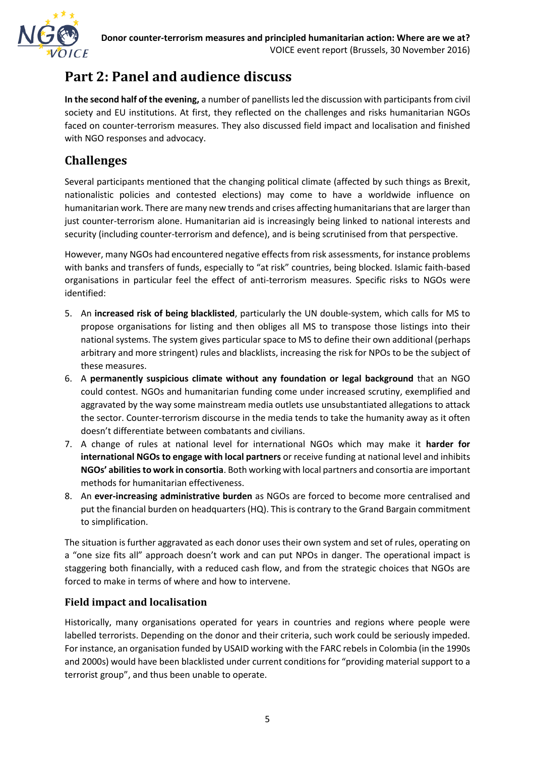# Part 2: Panel and audience discuss

**In the second half of the evening,** a number of panellists led the discussion with participants from civil society and EU institutions. At first, they reflected on the challenges and risks humanitarian NGOs faced on counter-terrorism measures. They also discussed field impact and localisation and finished with NGO responses and advocacy.

## Challenges

Several participants mentioned that the changing political climate (affected by such things as Brexit, nationalistic policies and contested elections) may come to have a worldwide influence on humanitarian work. There are many new trends and crises affecting humanitarians that are larger than just counter-terrorism alone. Humanitarian aid is increasingly being linked to national interests and security (including counter-terrorism and defence), and is being scrutinised from that perspective.

However, many NGOs had encountered negative effects from risk assessments, for instance problems with banks and transfers of funds, especially to "at risk" countries, being blocked. Islamic faith-based organisations in particular feel the effect of anti-terrorism measures. Specific risks to NGOs were identified:

5. An **increased risk of being blacklisted**, particularly the UN double-system, which calls for MS to propose organisations for listing and then obliges all MS to transpose those listings into their national systems. The system gives particular space to MS to define their own additional (perhaps arbitrary and more stringent) rules and blacklists, increasing the risk for NPOs to be the subject of these measures.
6. A **permanently suspicious climate without any foundation or legal background** that an NGO could contest. NGOs and humanitarian funding come under increased scrutiny, exemplified and aggravated by the way some mainstream media outlets use unsubstantiated allegations to attack the sector. Counter-terrorism discourse in the media tends to take the humanity away as it often doesn't differentiate between combatants and civilians.
7. A change of rules at national level for international NGOs which may make it **harder for international NGOs to engage with local partners** or receive funding at national level and inhibits **NGOs' abilities to work in consortia**. Both working with local partners and consortia are important methods for humanitarian effectiveness.
8. An **ever-increasing administrative burden** as NGOs are forced to become more centralised and put the financial burden on headquarters (HQ). This is contrary to the Grand Bargain commitment to simplification.

The situation is further aggravated as each donor uses their own system and set of rules, operating on a "one size fits all" approach doesn't work and can put NPOs in danger. The operational impact is staggering both financially, with a reduced cash flow, and from the strategic choices that NGOs are forced to make in terms of where and how to intervene.

### Field impact and localisation

Historically, many organisations operated for years in countries and regions where people were labelled terrorists. Depending on the donor and their criteria, such work could be seriously impeded. For instance, an organisation funded by USAID working with the FARC rebels in Colombia (in the 1990s and 2000s) would have been blacklisted under current conditions for "providing material support to a terrorist group", and thus been unable to operate.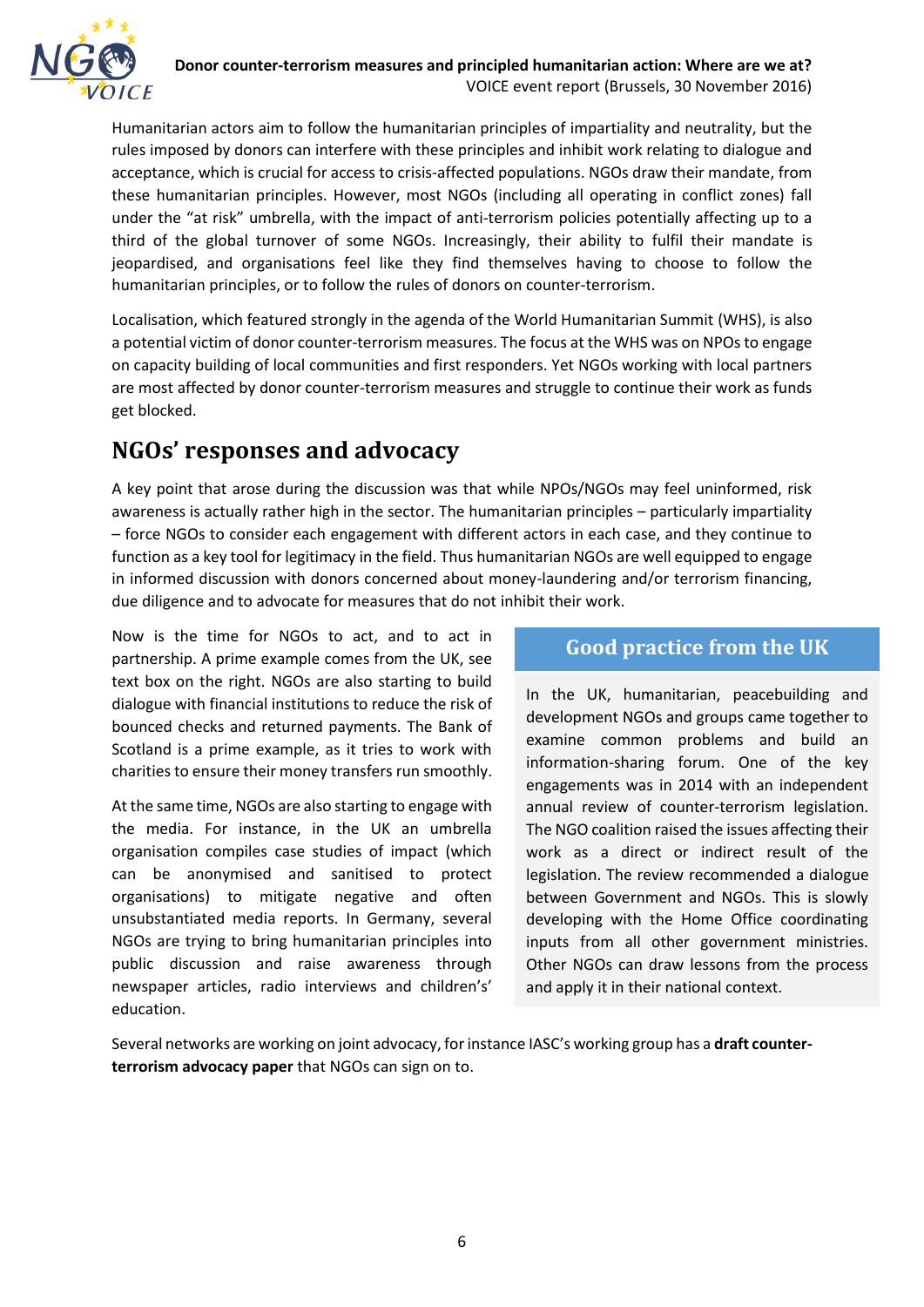Humanitarian actors aim to follow the humanitarian principles of impartiality and neutrality, but the rules imposed by donors can interfere with these principles and inhibit work relating to dialogue and acceptance, which is crucial for access to crisis-affected populations. NGOs draw their mandate, from these humanitarian principles. However, most NGOs (including all operating in conflict zones) fall under the "at risk" umbrella, with the impact of anti-terrorism policies potentially affecting up to a third of the global turnover of some NGOs. Increasingly, their ability to fulfil their mandate is jeopardised, and organisations feel like they find themselves having to choose to follow the humanitarian principles, or to follow the rules of donors on counter-terrorism.

Localisation, which featured strongly in the agenda of the World Humanitarian Summit (WHS), is also a potential victim of donor counter-terrorism measures. The focus at the WHS was on NPOs to engage on capacity building of local communities and first responders. Yet NGOs working with local partners are most affected by donor counter-terrorism measures and struggle to continue their work as funds get blocked.

## NGOs' responses and advocacy

A key point that arose during the discussion was that while NPOs/NGOs may feel uninformed, risk awareness is actually rather high in the sector. The humanitarian principles – particularly impartiality – force NGOs to consider each engagement with different actors in each case, and they continue to function as a key tool for legitimacy in the field. Thus humanitarian NGOs are well equipped to engage in informed discussion with donors concerned about money-laundering and/or terrorism financing, due diligence and to advocate for measures that do not inhibit their work.

Now is the time for NGOs to act, and to act in partnership. A prime example comes from the UK, see text box on the right. NGOs are also starting to build dialogue with financial institutions to reduce the risk of bounced checks and returned payments. The Bank of Scotland is a prime example, as it tries to work with charities to ensure their money transfers run smoothly.

At the same time, NGOs are also starting to engage with the media. For instance, in the UK an umbrella organisation compiles case studies of impact (which can be anonymised and sanitised to protect organisations) to mitigate negative and often unsubstantiated media reports. In Germany, several NGOs are trying to bring humanitarian principles into public discussion and raise awareness through newspaper articles, radio interviews and children's' education.

### Good practice from the UK

In the UK, humanitarian, peacebuilding and development NGOs and groups came together to examine common problems and build an information-sharing forum. One of the key engagements was in 2014 with an independent annual review of counter-terrorism legislation. The NGO coalition raised the issues affecting their work as a direct or indirect result of the legislation. The review recommended a dialogue between Government and NGOs. This is slowly developing with the Home Office coordinating inputs from all other government ministries. Other NGOs can draw lessons from the process and apply it in their national context.

Several networks are working on joint advocacy, for instance IASC's working group has a **draft counter-terrorism advocacy paper** that NGOs can sign on to.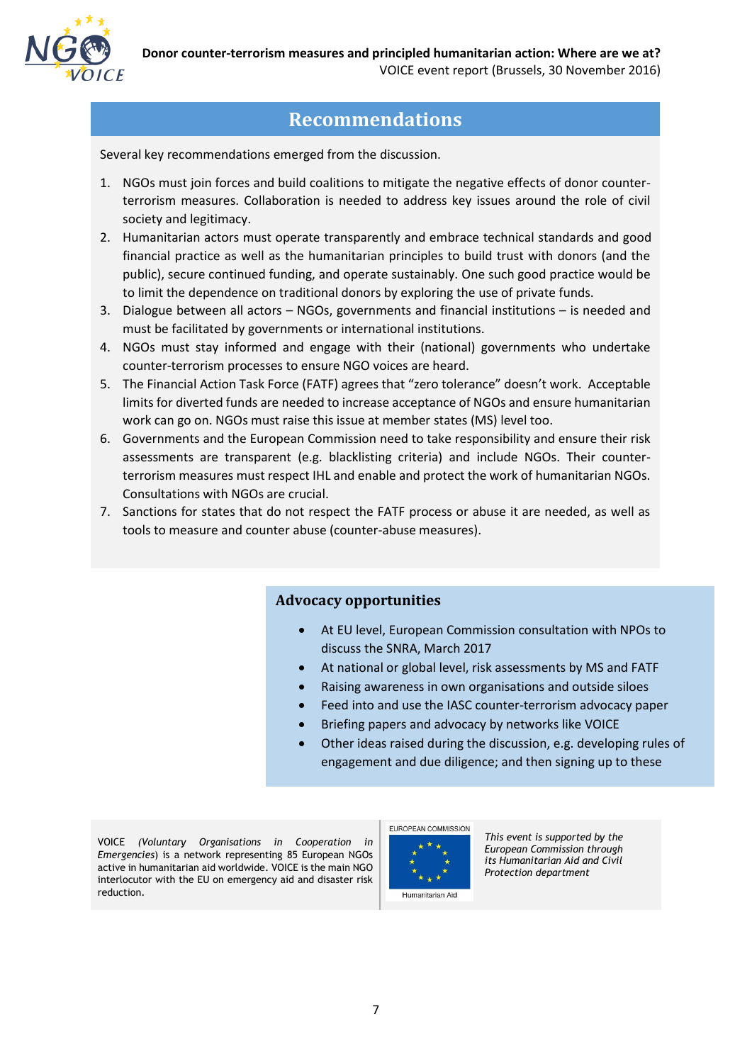## Recommendations

Several key recommendations emerged from the discussion.

1. NGOs must join forces and build coalitions to mitigate the negative effects of donor counter-terrorism measures. Collaboration is needed to address key issues around the role of civil society and legitimacy.
2. Humanitarian actors must operate transparently and embrace technical standards and good financial practice as well as the humanitarian principles to build trust with donors (and the public), secure continued funding, and operate sustainably. One such good practice would be to limit the dependence on traditional donors by exploring the use of private funds.
3. Dialogue between all actors – NGOs, governments and financial institutions – is needed and must be facilitated by governments or international institutions.
4. NGOs must stay informed and engage with their (national) governments who undertake counter-terrorism processes to ensure NGO voices are heard.
5. The Financial Action Task Force (FATF) agrees that "zero tolerance" doesn't work. Acceptable limits for diverted funds are needed to increase acceptance of NGOs and ensure humanitarian work can go on. NGOs must raise this issue at member states (MS) level too.
6. Governments and the European Commission need to take responsibility and ensure their risk assessments are transparent (e.g. blacklisting criteria) and include NGOs. Their counter-terrorism measures must respect IHL and enable and protect the work of humanitarian NGOs. Consultations with NGOs are crucial.
7. Sanctions for states that do not respect the FATF process or abuse it are needed, as well as tools to measure and counter abuse (counter-abuse measures).

### Advocacy opportunities

- At EU level, European Commission consultation with NPOs to discuss the SNRA, March 2017
- At national or global level, risk assessments by MS and FATF
- Raising awareness in own organisations and outside siloes
- Feed into and use the IASC counter-terrorism advocacy paper
- Briefing papers and advocacy by networks like VOICE
- Other ideas raised during the discussion, e.g. developing rules of engagement and due diligence; and then signing up to these

VOICE *(Voluntary Organisations in Cooperation in Emergencies)* is a network representing 85 European NGOs active in humanitarian aid worldwide. VOICE is the main NGO interlocutor with the EU on emergency aid and disaster risk reduction.

EUROPEAN COMMISSION

Humanitarian Aid

*This event is supported by the European Commission through its Humanitarian Aid and Civil Protection department*